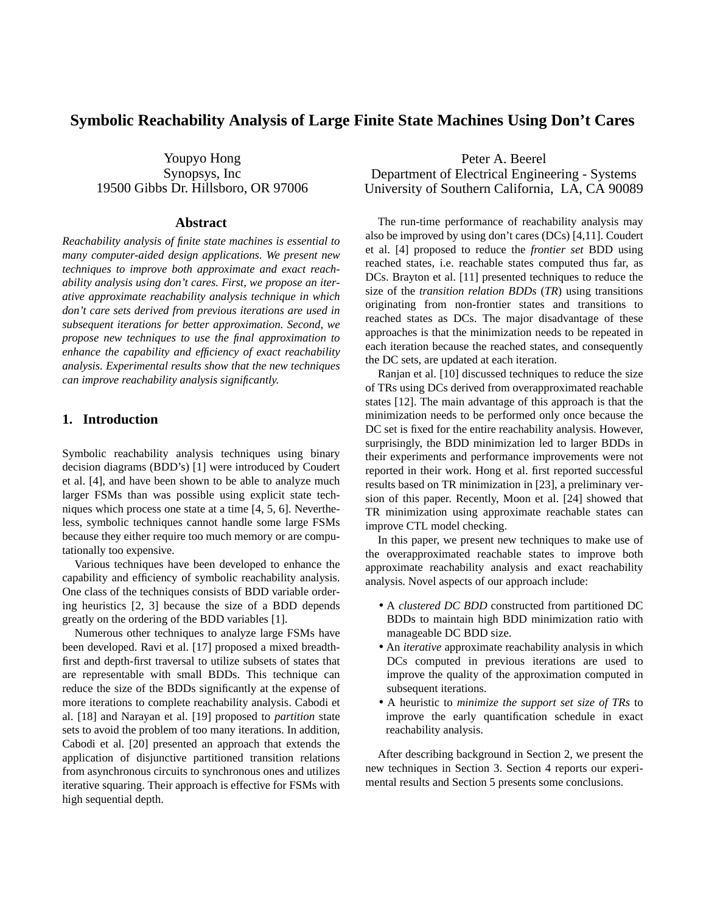# Symbolic Reachability Analysis of Large Finite State Machines Using Don't Cares

Youpyo Hong
Synopsys, Inc
19500 Gibbs Dr. Hillsboro, OR 97006

Peter A. Beerel
Department of Electrical Engineering - Systems
University of Southern California, LA, CA 90089

## Abstract

*Reachability analysis of finite state machines is essential to many computer-aided design applications. We present new techniques to improve both approximate and exact reachability analysis using don't cares. First, we propose an iterative approximate reachability analysis technique in which don't care sets derived from previous iterations are used in subsequent iterations for better approximation. Second, we propose new techniques to use the final approximation to enhance the capability and efficiency of exact reachability analysis. Experimental results show that the new techniques can improve reachability analysis significantly.*

## 1. Introduction

Symbolic reachability analysis techniques using binary decision diagrams (BDD's) [1] were introduced by Coudert et al. [4], and have been shown to be able to analyze much larger FSMs than was possible using explicit state techniques which process one state at a time [4, 5, 6]. Nevertheless, symbolic techniques cannot handle some large FSMs because they either require too much memory or are computationally too expensive.

Various techniques have been developed to enhance the capability and efficiency of symbolic reachability analysis. One class of the techniques consists of BDD variable ordering heuristics [2, 3] because the size of a BDD depends greatly on the ordering of the BDD variables [1].

Numerous other techniques to analyze large FSMs have been developed. Ravi et al. [17] proposed a mixed breadth-first and depth-first traversal to utilize subsets of states that are representable with small BDDs. This technique can reduce the size of the BDDs significantly at the expense of more iterations to complete reachability analysis. Cabodi et al. [18] and Narayan et al. [19] proposed to *partition* state sets to avoid the problem of too many iterations. In addition, Cabodi et al. [20] presented an approach that extends the application of disjunctive partitioned transition relations from asynchronous circuits to synchronous ones and utilizes iterative squaring. Their approach is effective for FSMs with high sequential depth.

The run-time performance of reachability analysis may also be improved by using don't cares (DCs) [4,11]. Coudert et al. [4] proposed to reduce the *frontier set* BDD using reached states, i.e. reachable states computed thus far, as DCs. Brayton et al. [11] presented techniques to reduce the size of the *transition relation BDDs* (*TR*) using transitions originating from non-frontier states and transitions to reached states as DCs. The major disadvantage of these approaches is that the minimization needs to be repeated in each iteration because the reached states, and consequently the DC sets, are updated at each iteration.

Ranjan et al. [10] discussed techniques to reduce the size of TRs using DCs derived from overapproximated reachable states [12]. The main advantage of this approach is that the minimization needs to be performed only once because the DC set is fixed for the entire reachability analysis. However, surprisingly, the BDD minimization led to larger BDDs in their experiments and performance improvements were not reported in their work. Hong et al. first reported successful results based on TR minimization in [23], a preliminary version of this paper. Recently, Moon et al. [24] showed that TR minimization using approximate reachable states can improve CTL model checking.

In this paper, we present new techniques to make use of the overapproximated reachable states to improve both approximate reachability analysis and exact reachability analysis. Novel aspects of our approach include:

- A *clustered DC BDD* constructed from partitioned DC BDDs to maintain high BDD minimization ratio with manageable DC BDD size.
- An *iterative* approximate reachability analysis in which DCs computed in previous iterations are used to improve the quality of the approximation computed in subsequent iterations.
- A heuristic to *minimize the support set size of TRs* to improve the early quantification schedule in exact reachability analysis.

After describing background in Section 2, we present the new techniques in Section 3. Section 4 reports our experimental results and Section 5 presents some conclusions.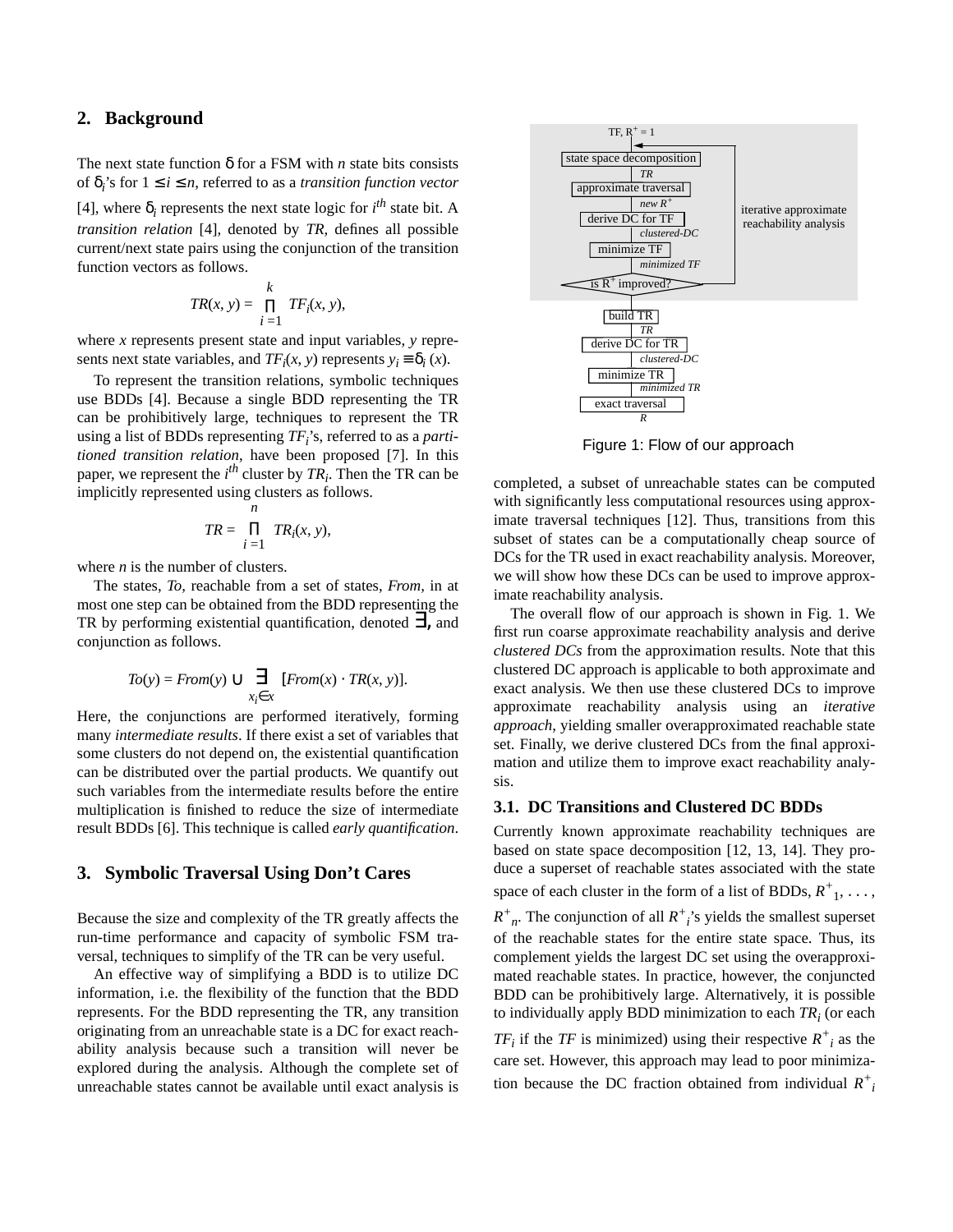## 2. Background

The next state function δ for a FSM with *n* state bits consists of $\delta_i$'s for $1 \leq i \leq n$, referred to as a *transition function vector* [4], where $\delta_i$ represents the next state logic for $i^{th}$ state bit. A *transition relation* [4], denoted by *TR,* defines all possible current/next state pairs using the conjunction of the transition function vectors as follows.

$$TR(x, y) = \prod_{i=1}^{k} TF_i(x, y),$$

where *x* represents present state and input variables, *y* represents next state variables, and $TF_i(x, y)$ represents $y_i \equiv \delta_i(x)$.

To represent the transition relations, symbolic techniques use BDDs [4]. Because a single BDD representing the TR can be prohibitively large, techniques to represent the TR using a list of BDDs representing $TF_i$'s, referred to as a *partitioned transition relation*, have been proposed [7]. In this paper, we represent the $i^{th}$ cluster by $TR_i$. Then the TR can be implicitly represented using clusters as follows.

$$TR = \prod_{i=1}^{n} TR_i(x, y),$$

where *n* is the number of clusters.

The states, *To,* reachable from a set of states, *From,* in at most one step can be obtained from the BDD representing the TR by performing existential quantification, denoted ∃, and conjunction as follows.

$$To(y) = From(y) \cup \exists_{x_i \in x} [From(x) \cdot TR(x, y)].$$

Here, the conjunctions are performed iteratively, forming many *intermediate results*. If there exist a set of variables that some clusters do not depend on, the existential quantification can be distributed over the partial products. We quantify out such variables from the intermediate results before the entire multiplication is finished to reduce the size of intermediate result BDDs [6]. This technique is called *early quantification*.

## 3. Symbolic Traversal Using Don't Cares

Because the size and complexity of the TR greatly affects the run-time performance and capacity of symbolic FSM traversal, techniques to simplify of the TR can be very useful.

An effective way of simplifying a BDD is to utilize DC information, i.e. the flexibility of the function that the BDD represents. For the BDD representing the TR, any transition originating from an unreachable state is a DC for exact reachability analysis because such a transition will never be explored during the analysis. Although the complete set of unreachable states cannot be available until exact analysis is completed, a subset of unreachable states can be computed with significantly less computational resources using approximate traversal techniques [12]. Thus, transitions from this subset of states can be a computationally cheap source of DCs for the TR used in exact reachability analysis. Moreover, we will show how these DCs can be used to improve approximate reachability analysis.

Figure 1: Flow of our approach

The overall flow of our approach is shown in Fig. 1. We first run coarse approximate reachability analysis and derive *clustered DCs* from the approximation results. Note that this clustered DC approach is applicable to both approximate and exact analysis. We then use these clustered DCs to improve approximate reachability analysis using an *iterative approach*, yielding smaller overapproximated reachable state set. Finally, we derive clustered DCs from the final approximation and utilize them to improve exact reachability analysis.

### 3.1. DC Transitions and Clustered DC BDDs

Currently known approximate reachability techniques are based on state space decomposition [12, 13, 14]. They produce a superset of reachable states associated with the state space of each cluster in the form of a list of BDDs, $R^+_1, \ldots, R^+_n$. The conjunction of all $R^+_i$'s yields the smallest superset of the reachable states for the entire state space. Thus, its complement yields the largest DC set using the overapproximated reachable states. In practice, however, the conjuncted BDD can be prohibitively large. Alternatively, it is possible to individually apply BDD minimization to each $TR_i$ (or each $TF_i$ if the *TF* is minimized) using their respective $R^+_i$ as the care set. However, this approach may lead to poor minimization because the DC fraction obtained from individual $R^+_i$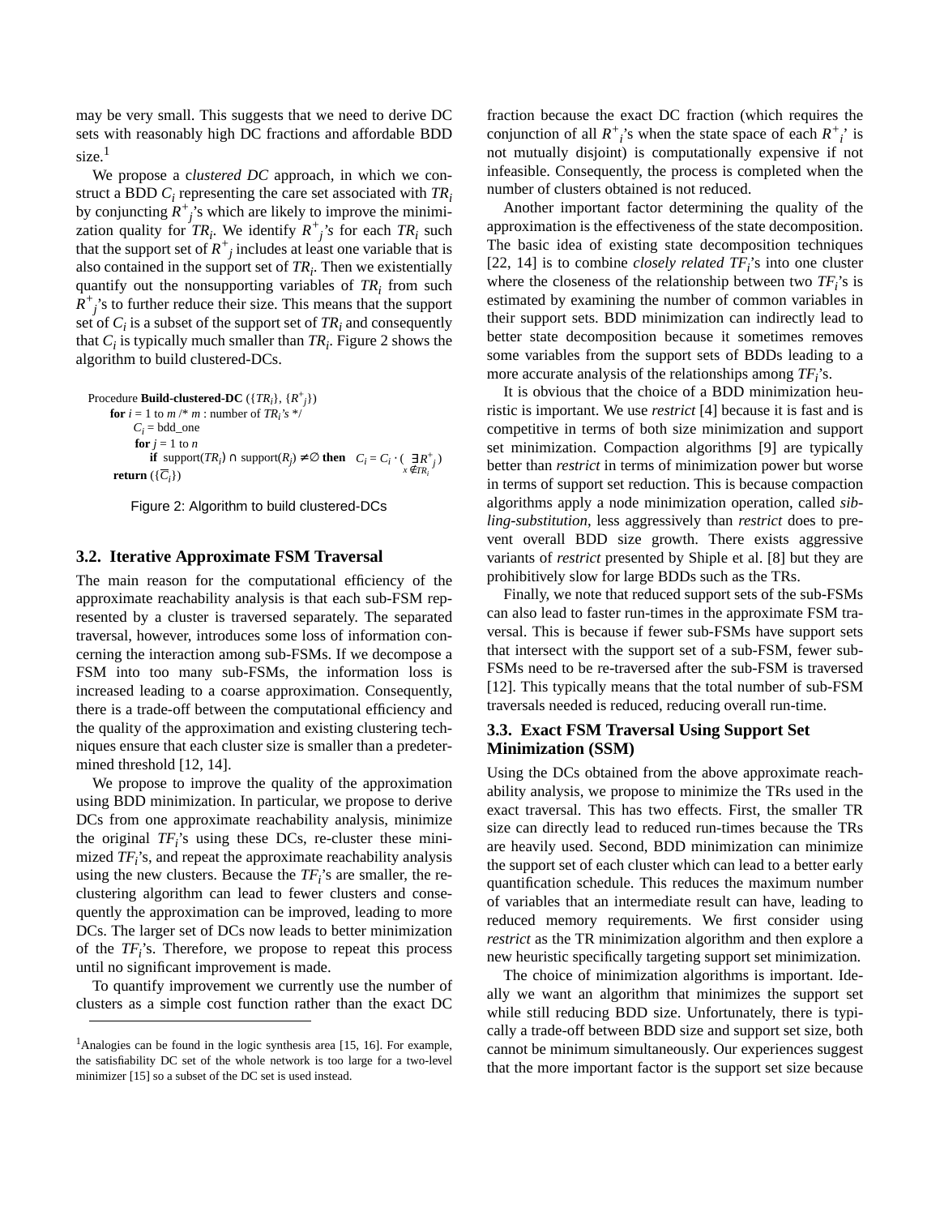may be very small. This suggests that we need to derive DC sets with reasonably high DC fractions and affordable BDD size.[1]

We propose a c*lustered DC* approach, in which we construct a BDD $C_i$ representing the care set associated with $TR_i$ by conjuncting $R^+_j$'s which are likely to improve the minimization quality for $TR_i$. We identify $R^+_j$*'s* for each $TR_i$ such that the support set of $R^+_j$ includes at least one variable that is also contained in the support set of $TR_i$. Then we existentially quantify out the nonsupporting variables of $TR_i$ from such $R^+_j$'s to further reduce their size. This means that the support set of $C_i$ is a subset of the support set of $TR_i$ and consequently that $C_i$ is typically much smaller than $TR_i$. Figure 2 shows the algorithm to build clustered-DCs.

```
Procedure Build-clustered-DC ({TR_i}, {R+_j})
    for i = 1 to m /* m : number of TR_i's */
        C_i = bdd_one
        for j = 1 to n
            if support(TR_i) ∩ support(R_j) ≠ ∅ then   C_i = C_i · ( ∃_{x ∉ TR_i} R+_j )
    return ({C̄_i})
```

Figure 2: Algorithm to build clustered-DCs

### 3.2. Iterative Approximate FSM Traversal

The main reason for the computational efficiency of the approximate reachability analysis is that each sub-FSM represented by a cluster is traversed separately. The separated traversal, however, introduces some loss of information concerning the interaction among sub-FSMs. If we decompose a FSM into too many sub-FSMs, the information loss is increased leading to a coarse approximation. Consequently, there is a trade-off between the computational efficiency and the quality of the approximation and existing clustering techniques ensure that each cluster size is smaller than a predetermined threshold [12, 14].

We propose to improve the quality of the approximation using BDD minimization. In particular, we propose to derive DCs from one approximate reachability analysis, minimize the original $TF_i$'s using these DCs, re-cluster these minimized $TF_i$'s, and repeat the approximate reachability analysis using the new clusters. Because the $TF_i$'s are smaller, the re-clustering algorithm can lead to fewer clusters and consequently the approximation can be improved, leading to more DCs. The larger set of DCs now leads to better minimization of the $TF_i$'s. Therefore, we propose to repeat this process until no significant improvement is made.

To quantify improvement we currently use the number of clusters as a simple cost function rather than the exact DC fraction because the exact DC fraction (which requires the conjunction of all $R^+_i$'s when the state space of each $R^+_i$' is not mutually disjoint) is computationally expensive if not infeasible. Consequently, the process is completed when the number of clusters obtained is not reduced.

Another important factor determining the quality of the approximation is the effectiveness of the state decomposition. The basic idea of existing state decomposition techniques [22, 14] is to combine *closely related* $TF_i$'s into one cluster where the closeness of the relationship between two $TF_i$'s is estimated by examining the number of common variables in their support sets. BDD minimization can indirectly lead to better state decomposition because it sometimes removes some variables from the support sets of BDDs leading to a more accurate analysis of the relationships among $TF_i$'s.

It is obvious that the choice of a BDD minimization heuristic is important. We use *restrict* [4] because it is fast and is competitive in terms of both size minimization and support set minimization. Compaction algorithms [9] are typically better than *restrict* in terms of minimization power but worse in terms of support set reduction. This is because compaction algorithms apply a node minimization operation, called *sibling-substitution*, less aggressively than *restrict* does to prevent overall BDD size growth. There exists aggressive variants of *restrict* presented by Shiple et al. [8] but they are prohibitively slow for large BDDs such as the TRs.

Finally, we note that reduced support sets of the sub-FSMs can also lead to faster run-times in the approximate FSM traversal. This is because if fewer sub-FSMs have support sets that intersect with the support set of a sub-FSM, fewer sub-FSMs need to be re-traversed after the sub-FSM is traversed [12]. This typically means that the total number of sub-FSM traversals needed is reduced, reducing overall run-time.

### 3.3. Exact FSM Traversal Using Support Set Minimization (SSM)

Using the DCs obtained from the above approximate reachability analysis, we propose to minimize the TRs used in the exact traversal. This has two effects. First, the smaller TR size can directly lead to reduced run-times because the TRs are heavily used. Second, BDD minimization can minimize the support set of each cluster which can lead to a better early quantification schedule. This reduces the maximum number of variables that an intermediate result can have, leading to reduced memory requirements. We first consider using *restrict* as the TR minimization algorithm and then explore a new heuristic specifically targeting support set minimization.

The choice of minimization algorithms is important. Ideally we want an algorithm that minimizes the support set while still reducing BDD size. Unfortunately, there is typically a trade-off between BDD size and support set size, both cannot be minimum simultaneously. Our experiences suggest that the more important factor is the support set size because

[1] Analogies can be found in the logic synthesis area [15, 16]. For example, the satisfiability DC set of the whole network is too large for a two-level minimizer [15] so a subset of the DC set is used instead.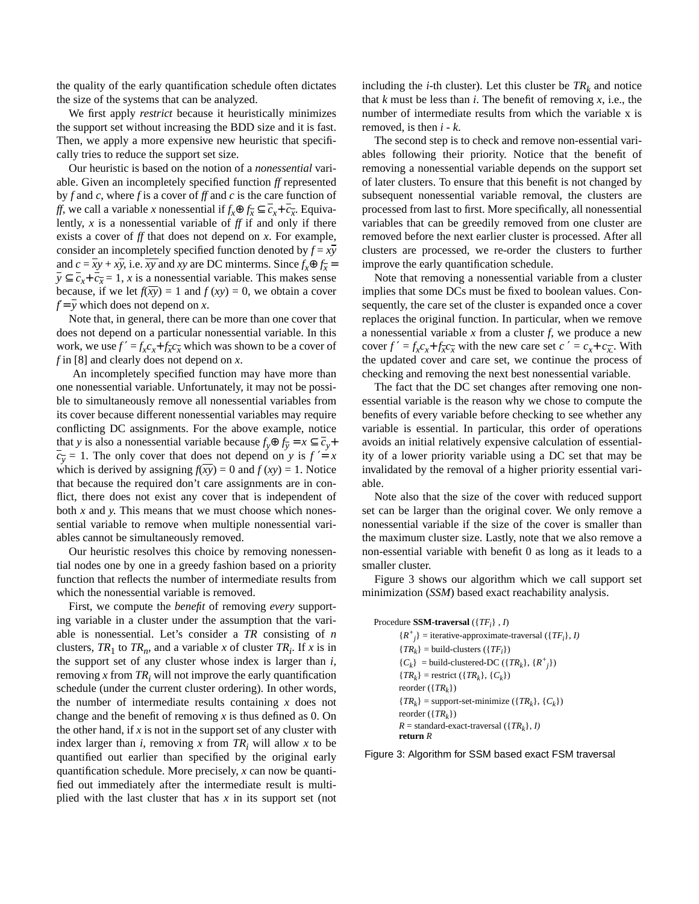the quality of the early quantification schedule often dictates the size of the systems that can be analyzed.

We first apply *restrict* because it heuristically minimizes the support set without increasing the BDD size and it is fast. Then, we apply a more expensive new heuristic that specifically tries to reduce the support set size.

Our heuristic is based on the notion of a *nonessential* variable. Given an incompletely specified function *ff* represented by *f* and *c*, where *f* is a cover of *ff* and *c* is the care function of *ff*, we call a variable *x* nonessential if $f_x \oplus f_{\bar{x}} \subseteq \bar{c}_x + \bar{c}_{\bar{x}}$. Equivalently, *x* is a nonessential variable of *ff* if and only if there exists a cover of *ff* that does not depend on *x*. For example, consider an incompletely specified function denoted by $f = x\bar{y}$ and $c = \bar{x}y + x\bar{y}$, i.e. $\overline{xy}$ and $xy$ are DC minterms. Since $f_x \oplus f_{\bar{x}} = \bar{y} \subseteq \bar{c}_x + \bar{c}_{\bar{x}} = 1$, *x* is a nonessential variable. This makes sense because, if we let $f(\overline{xy}) = 1$ and $f(xy) = 0$, we obtain a cover $f' = \bar{y}$ which does not depend on *x*.

Note that, in general, there can be more than one cover that does not depend on a particular nonessential variable. In this work, we use $f' = f_x c_x + f_{\bar{x}} c_{\bar{x}}$ which was shown to be a cover of *f* in [8] and clearly does not depend on *x*.

An incompletely specified function may have more than one nonessential variable. Unfortunately, it may not be possible to simultaneously remove all nonessential variables from its cover because different nonessential variables may require conflicting DC assignments. For the above example, notice that *y* is also a nonessential variable because $f_y \oplus f_{\bar{y}} = x \subseteq \bar{c}_y + \bar{c}_{\bar{y}} = 1$. The only cover that does not depend on *y* is $f' = x$ which is derived by assigning $f(\overline{xy}) = 0$ and $f(xy) = 1$. Notice that because the required don't care assignments are in conflict, there does not exist any cover that is independent of both *x* and *y*. This means that we must choose which nonessential variable to remove when multiple nonessential variables cannot be simultaneously removed.

Our heuristic resolves this choice by removing nonessential nodes one by one in a greedy fashion based on a priority function that reflects the number of intermediate results from which the nonessential variable is removed.

First, we compute the *benefit* of removing *every* supporting variable in a cluster under the assumption that the variable is nonessential. Let's consider a *TR* consisting of *n* clusters, $TR_1$ to $TR_n$, and a variable *x* of cluster $TR_i$. If *x* is in the support set of any cluster whose index is larger than *i*, removing *x* from $TR_i$ will not improve the early quantification schedule (under the current cluster ordering). In other words, the number of intermediate results containing *x* does not change and the benefit of removing *x* is thus defined as 0. On the other hand, if *x* is not in the support set of any cluster with index larger than *i*, removing *x* from $TR_i$ will allow *x* to be quantified out earlier than specified by the original early quantification schedule. More precisely, *x* can now be quantified out immediately after the intermediate result is multiplied with the last cluster that has *x* in its support set (not including the *i*-th cluster). Let this cluster be $TR_k$ and notice that *k* must be less than *i*. The benefit of removing *x*, i.e., the number of intermediate results from which the variable x is removed, is then *i - k*.

The second step is to check and remove non-essential variables following their priority. Notice that the benefit of removing a nonessential variable depends on the support set of later clusters. To ensure that this benefit is not changed by subsequent nonessential variable removal, the clusters are processed from last to first. More specifically, all nonessential variables that can be greedily removed from one cluster are removed before the next earlier cluster is processed. After all clusters are processed, we re-order the clusters to further improve the early quantification schedule.

Note that removing a nonessential variable from a cluster implies that some DCs must be fixed to boolean values. Consequently, the care set of the cluster is expanded once a cover replaces the original function. In particular, when we remove a nonessential variable *x* from a cluster *f*, we produce a new cover $f' = f_x c_x + f_{\bar{x}} c_{\bar{x}}$ with the new care set $c' = c_x + c_{\bar{x}}$. With the updated cover and care set, we continue the process of checking and removing the next best nonessential variable.

The fact that the DC set changes after removing one nonessential variable is the reason why we chose to compute the benefits of every variable before checking to see whether any variable is essential. In particular, this order of operations avoids an initial relatively expensive calculation of essentiality of a lower priority variable using a DC set that may be invalidated by the removal of a higher priority essential variable.

Note also that the size of the cover with reduced support set can be larger than the original cover. We only remove a nonessential variable if the size of the cover is smaller than the maximum cluster size. Lastly, note that we also remove a non-essential variable with benefit 0 as long as it leads to a smaller cluster.

Figure 3 shows our algorithm which we call support set minimization (*SSM*) based exact reachability analysis.

```
Procedure SSM-traversal ({TF_i} , I)
    {R+_j} = iterative-approximate-traversal ({TF_i}, I)
    {TR_k} = build-clusters ({TF_i})
    {C_k} = build-clustered-DC ({TR_k}, {R+_j})
    {TR_k} = restrict ({TR_k}, {C_k})
    reorder ({TR_k})
    {TR_k} = support-set-minimize ({TR_k}, {C_k})
    reorder ({TR_k})
    R = standard-exact-traversal ({TR_k}, I)
    return R
```

Figure 3: Algorithm for SSM based exact FSM traversal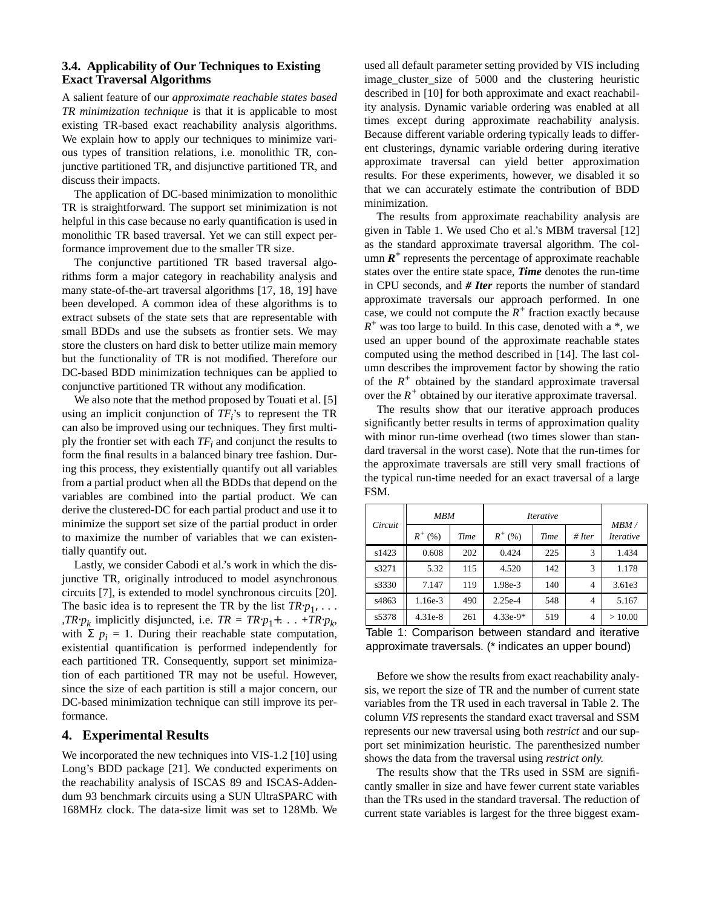### 3.4. Applicability of Our Techniques to Existing Exact Traversal Algorithms

A salient feature of our *approximate reachable states based TR minimization technique* is that it is applicable to most existing TR-based exact reachability analysis algorithms. We explain how to apply our techniques to minimize various types of transition relations, i.e. monolithic TR, conjunctive partitioned TR, and disjunctive partitioned TR, and discuss their impacts.

The application of DC-based minimization to monolithic TR is straightforward. The support set minimization is not helpful in this case because no early quantification is used in monolithic TR based traversal. Yet we can still expect performance improvement due to the smaller TR size.

The conjunctive partitioned TR based traversal algorithms form a major category in reachability analysis and many state-of-the-art traversal algorithms [17, 18, 19] have been developed. A common idea of these algorithms is to extract subsets of the state sets that are representable with small BDDs and use the subsets as frontier sets. We may store the clusters on hard disk to better utilize main memory but the functionality of TR is not modified. Therefore our DC-based BDD minimization techniques can be applied to conjunctive partitioned TR without any modification.

We also note that the method proposed by Touati et al. [5] using an implicit conjunction of $TF_i$'s to represent the TR can also be improved using our techniques. They first multiply the frontier set with each $TF_i$ and conjunct the results to form the final results in a balanced binary tree fashion. During this process, they existentially quantify out all variables from a partial product when all the BDDs that depend on the variables are combined into the partial product. We can derive the clustered-DC for each partial product and use it to minimize the support set size of the partial product in order to maximize the number of variables that we can existentially quantify out.

Lastly, we consider Cabodi et al.'s work in which the disjunctive TR, originally introduced to model asynchronous circuits [7], is extended to model synchronous circuits [20]. The basic idea is to represent the TR by the list $TR{\cdot}p_1, \ldots, TR{\cdot}p_k$ implicitly disjuncted, i.e. $TR = TR{\cdot}p_1 + \ldots + TR{\cdot}p_k$, with $\Sigma\ p_i = 1$. During their reachable state computation, existential quantification is performed independently for each partitioned TR. Consequently, support set minimization of each partitioned TR may not be useful. However, since the size of each partition is still a major concern, our DC-based minimization technique can still improve its performance.

## 4. Experimental Results

We incorporated the new techniques into VIS-1.2 [10] using Long's BDD package [21]. We conducted experiments on the reachability analysis of ISCAS 89 and ISCAS-Addendum 93 benchmark circuits using a SUN UltraSPARC with 168MHz clock. The data-size limit was set to 128Mb. We used all default parameter setting provided by VIS including image_cluster_size of 5000 and the clustering heuristic described in [10] for both approximate and exact reachability analysis. Dynamic variable ordering was enabled at all times except during approximate reachability analysis. Because different variable ordering typically leads to different clusterings, dynamic variable ordering during iterative approximate traversal can yield better approximation results. For these experiments, however, we disabled it so that we can accurately estimate the contribution of BDD minimization.

The results from approximate reachability analysis are given in Table 1. We used Cho et al.'s MBM traversal [12] as the standard approximate traversal algorithm. The column $\boldsymbol{R^+}$ represents the percentage of approximate reachable states over the entire state space, ***Time*** denotes the run-time in CPU seconds, and ***# Iter*** reports the number of standard approximate traversals our approach performed. In one case, we could not compute the $R^+$ fraction exactly because $R^+$ was too large to build. In this case, denoted with a *, we used an upper bound of the approximate reachable states computed using the method described in [14]. The last column describes the improvement factor by showing the ratio of the $R^+$ obtained by the standard approximate traversal over the $R^+$ obtained by our iterative approximate traversal.

The results show that our iterative approach produces significantly better results in terms of approximation quality with minor run-time overhead (two times slower than standard traversal in the worst case). Note that the run-times for the approximate traversals are still very small fractions of the typical run-time needed for an exact traversal of a large FSM.

| *Circuit* | *MBM* | | *Iterative* | | | *MBM / Iterative* |
|---|---|---|---|---|---|---|
| | $R^+$ (%) | *Time* | $R^+$ (%) | *Time* | *# Iter* | |
| s1423 | 0.608 | 202 | 0.424 | 225 | 3 | 1.434 |
| s3271 | 5.32 | 115 | 4.520 | 142 | 3 | 1.178 |
| s3330 | 7.147 | 119 | 1.98e-3 | 140 | 4 | 3.61e3 |
| s4863 | 1.16e-3 | 490 | 2.25e-4 | 548 | 4 | 5.167 |
| s5378 | 4.31e-8 | 261 | 4.33e-9* | 519 | 4 | > 10.00 |

Table 1: Comparison between standard and iterative approximate traversals. (* indicates an upper bound)

Before we show the results from exact reachability analysis, we report the size of TR and the number of current state variables from the TR used in each traversal in Table 2. The column *VIS* represents the standard exact traversal and SSM represents our new traversal using both *restrict* and our support set minimization heuristic. The parenthesized number shows the data from the traversal using *restrict only.*

The results show that the TRs used in SSM are significantly smaller in size and have fewer current state variables than the TRs used in the standard traversal. The reduction of current state variables is largest for the three biggest exam-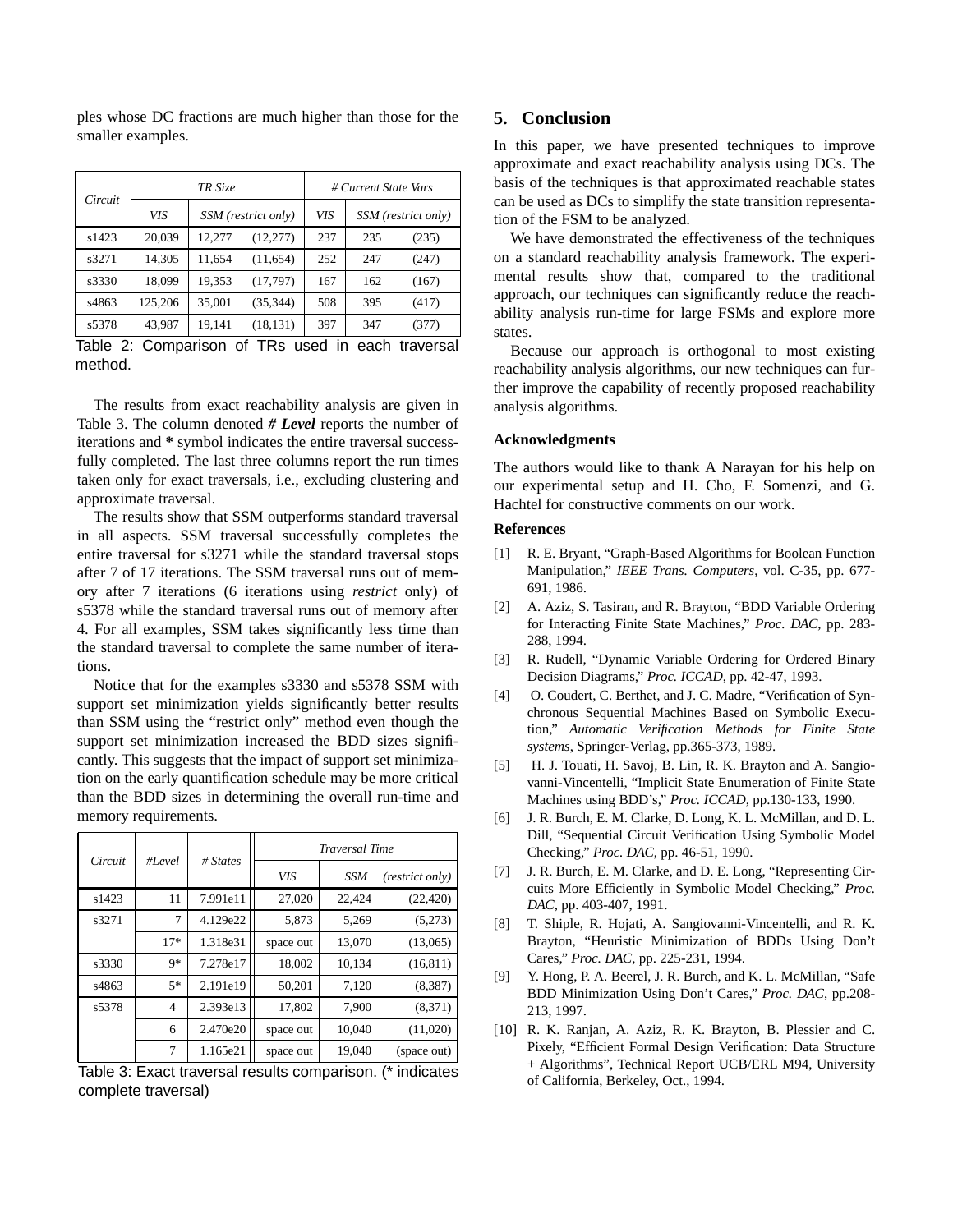ples whose DC fractions are much higher than those for the smaller examples.

| Circuit | TR Size | | | # Current State Vars | | |
|---|---|---|---|---|---|---|
| | VIS | SSM (restrict only) | | VIS | SSM (restrict only) | |
| s1423 | 20,039 | 12,277 | (12,277) | 237 | 235 | (235) |
| s3271 | 14,305 | 11,654 | (11,654) | 252 | 247 | (247) |
| s3330 | 18,099 | 19,353 | (17,797) | 167 | 162 | (167) |
| s4863 | 125,206 | 35,001 | (35,344) | 508 | 395 | (417) |
| s5378 | 43,987 | 19,141 | (18,131) | 397 | 347 | (377) |

Table 2: Comparison of TRs used in each traversal method.

The results from exact reachability analysis are given in Table 3. The column denoted ***# Level*** reports the number of iterations and **\*** symbol indicates the entire traversal successfully completed. The last three columns report the run times taken only for exact traversals, i.e., excluding clustering and approximate traversal.

The results show that SSM outperforms standard traversal in all aspects. SSM traversal successfully completes the entire traversal for s3271 while the standard traversal stops after 7 of 17 iterations. The SSM traversal runs out of memory after 7 iterations (6 iterations using *restrict* only) of s5378 while the standard traversal runs out of memory after 4. For all examples, SSM takes significantly less time than the standard traversal to complete the same number of iterations.

Notice that for the examples s3330 and s5378 SSM with support set minimization yields significantly better results than SSM using the "restrict only" method even though the support set minimization increased the BDD sizes significantly. This suggests that the impact of support set minimization on the early quantification schedule may be more critical than the BDD sizes in determining the overall run-time and memory requirements.

| Circuit | #Level | # States | Traversal Time | | |
|---|---|---|---|---|---|
| | | | VIS | SSM | (restrict only) |
| s1423 | 11 | 7.991e11 | 27,020 | 22,424 | (22,420) |
| s3271 | 7 | 4.129e22 | 5,873 | 5,269 | (5,273) |
| | 17* | 1.318e31 | space out | 13,070 | (13,065) |
| s3330 | 9* | 7.278e17 | 18,002 | 10,134 | (16,811) |
| s4863 | 5* | 2.191e19 | 50,201 | 7,120 | (8,387) |
| s5378 | 4 | 2.393e13 | 17,802 | 7,900 | (8,371) |
| | 6 | 2.470e20 | space out | 10,040 | (11,020) |
| | 7 | 1.165e21 | space out | 19,040 | (space out) |

Table 3: Exact traversal results comparison. (* indicates complete traversal)

## 5. Conclusion

In this paper, we have presented techniques to improve approximate and exact reachability analysis using DCs. The basis of the techniques is that approximated reachable states can be used as DCs to simplify the state transition representation of the FSM to be analyzed.

We have demonstrated the effectiveness of the techniques on a standard reachability analysis framework. The experimental results show that, compared to the traditional approach, our techniques can significantly reduce the reachability analysis run-time for large FSMs and explore more states.

Because our approach is orthogonal to most existing reachability analysis algorithms, our new techniques can further improve the capability of recently proposed reachability analysis algorithms.

### Acknowledgments

The authors would like to thank A Narayan for his help on our experimental setup and H. Cho, F. Somenzi, and G. Hachtel for constructive comments on our work.

### References

[1] R. E. Bryant, "Graph-Based Algorithms for Boolean Function Manipulation," *IEEE Trans. Computers*, vol. C-35, pp. 677-691, 1986.

[2] A. Aziz, S. Tasiran, and R. Brayton, "BDD Variable Ordering for Interacting Finite State Machines," *Proc. DAC*, pp. 283-288, 1994.

[3] R. Rudell, "Dynamic Variable Ordering for Ordered Binary Decision Diagrams," *Proc. ICCAD*, pp. 42-47, 1993.

[4] O. Coudert, C. Berthet, and J. C. Madre, "Verification of Synchronous Sequential Machines Based on Symbolic Execution," *Automatic Verification Methods for Finite State systems*, Springer-Verlag, pp.365-373, 1989.

[5] H. J. Touati, H. Savoj, B. Lin, R. K. Brayton and A. Sangiovanni-Vincentelli, "Implicit State Enumeration of Finite State Machines using BDD's," *Proc. ICCAD*, pp.130-133, 1990.

[6] J. R. Burch, E. M. Clarke, D. Long, K. L. McMillan, and D. L. Dill, "Sequential Circuit Verification Using Symbolic Model Checking," *Proc. DAC*, pp. 46-51, 1990.

[7] J. R. Burch, E. M. Clarke, and D. E. Long, "Representing Circuits More Efficiently in Symbolic Model Checking," *Proc. DAC*, pp. 403-407, 1991.

[8] T. Shiple, R. Hojati, A. Sangiovanni-Vincentelli, and R. K. Brayton, "Heuristic Minimization of BDDs Using Don't Cares," *Proc. DAC*, pp. 225-231, 1994.

[9] Y. Hong, P. A. Beerel, J. R. Burch, and K. L. McMillan, "Safe BDD Minimization Using Don't Cares," *Proc. DAC*, pp.208-213, 1997.

[10] R. K. Ranjan, A. Aziz, R. K. Brayton, B. Plessier and C. Pixely, "Efficient Formal Design Verification: Data Structure + Algorithms", Technical Report UCB/ERL M94, University of California, Berkeley, Oct., 1994.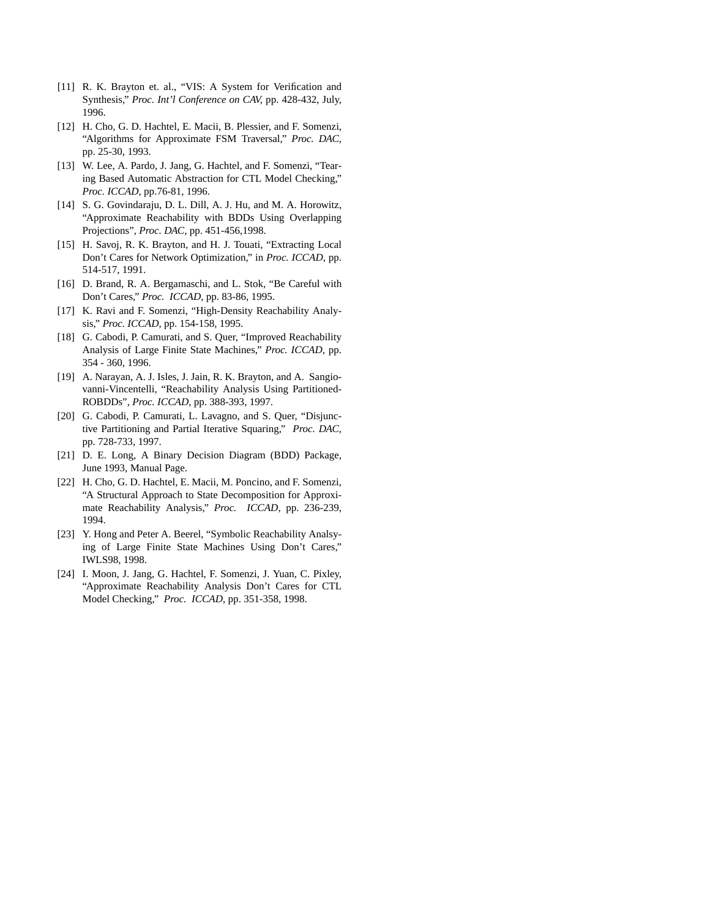[11] R. K. Brayton et. al., "VIS: A System for Verification and Synthesis," *Proc. Int'l Conference on CAV*, pp. 428-432, July, 1996.

[12] H. Cho, G. D. Hachtel, E. Macii, B. Plessier, and F. Somenzi, "Algorithms for Approximate FSM Traversal," *Proc. DAC*, pp. 25-30, 1993.

[13] W. Lee, A. Pardo, J. Jang, G. Hachtel, and F. Somenzi, "Tearing Based Automatic Abstraction for CTL Model Checking," *Proc. ICCAD*, pp.76-81, 1996.

[14] S. G. Govindaraju, D. L. Dill, A. J. Hu, and M. A. Horowitz, "Approximate Reachability with BDDs Using Overlapping Projections", *Proc. DAC*, pp. 451-456,1998.

[15] H. Savoj, R. K. Brayton, and H. J. Touati, "Extracting Local Don't Cares for Network Optimization," in *Proc. ICCAD*, pp. 514-517, 1991.

[16] D. Brand, R. A. Bergamaschi, and L. Stok, "Be Careful with Don't Cares," *Proc. ICCAD*, pp. 83-86, 1995.

[17] K. Ravi and F. Somenzi, "High-Density Reachability Analysis," *Proc. ICCAD*, pp. 154-158, 1995.

[18] G. Cabodi, P. Camurati, and S. Quer, "Improved Reachability Analysis of Large Finite State Machines," *Proc. ICCAD*, pp. 354 - 360, 1996.

[19] A. Narayan, A. J. Isles, J. Jain, R. K. Brayton, and A. Sangiovanni-Vincentelli, "Reachability Analysis Using Partitioned-ROBDDs", *Proc. ICCAD*, pp. 388-393, 1997.

[20] G. Cabodi, P. Camurati, L. Lavagno, and S. Quer, "Disjunctive Partitioning and Partial Iterative Squaring," *Proc. DAC*, pp. 728-733, 1997.

[21] D. E. Long, A Binary Decision Diagram (BDD) Package, June 1993, Manual Page.

[22] H. Cho, G. D. Hachtel, E. Macii, M. Poncino, and F. Somenzi, "A Structural Approach to State Decomposition for Approximate Reachability Analysis," *Proc. ICCAD*, pp. 236-239, 1994.

[23] Y. Hong and Peter A. Beerel, "Symbolic Reachability Analsying of Large Finite State Machines Using Don't Cares," IWLS98, 1998.

[24] I. Moon, J. Jang, G. Hachtel, F. Somenzi, J. Yuan, C. Pixley, "Approximate Reachability Analysis Don't Cares for CTL Model Checking," *Proc. ICCAD*, pp. 351-358, 1998.